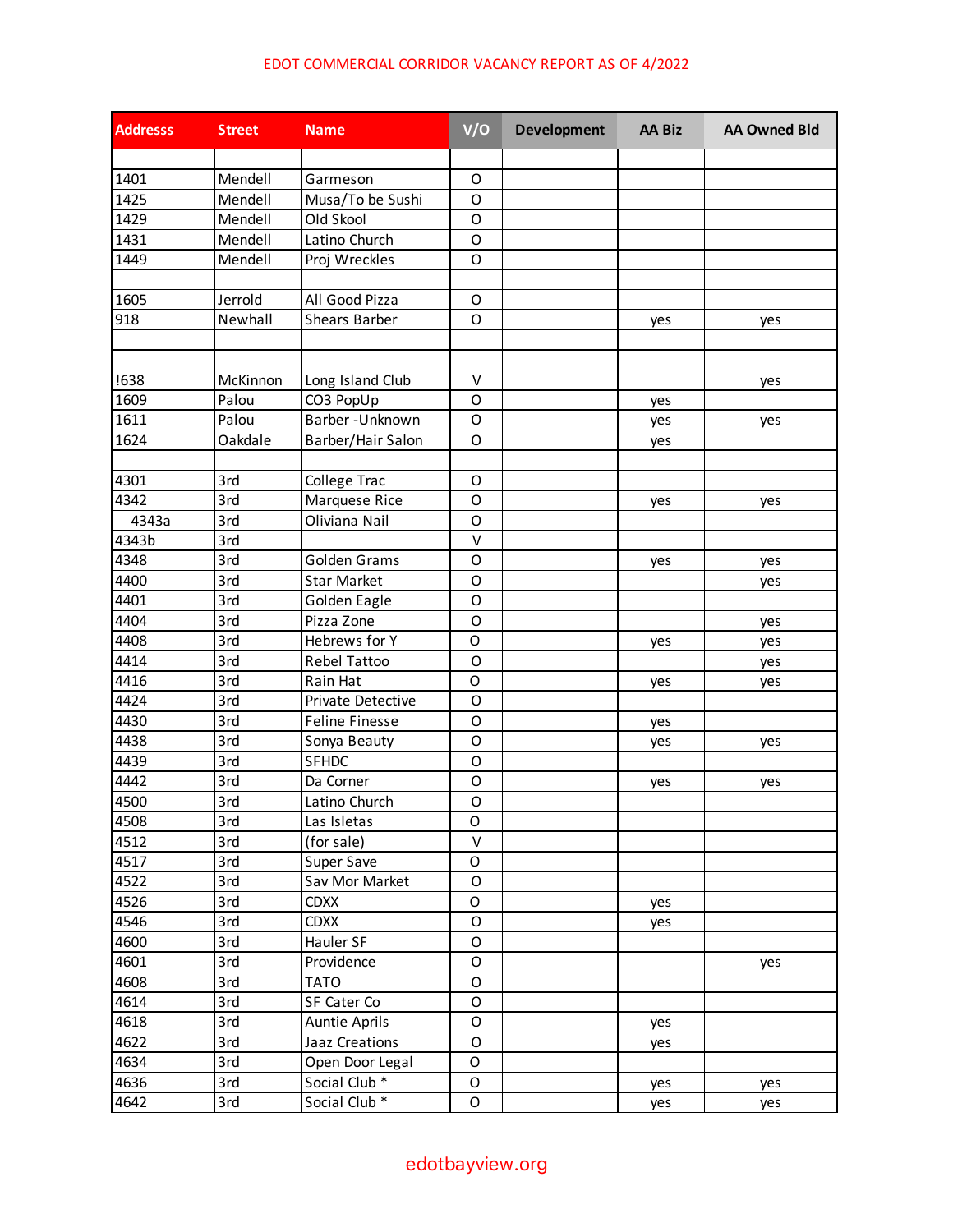# EDOT COMMERCIAL CORRIDOR VACANCY REPORT AS OF 4/2022

| Addresss | Street | Name | V/O | Development | AA Biz | AA Owned Bld |
|---|---|---|---|---|---|---|
| | | | | | | |
| 1401 | Mendell | Garmeson | O | | | |
| 1425 | Mendell | Musa/To be Sushi | O | | | |
| 1429 | Mendell | Old Skool | O | | | |
| 1431 | Mendell | Latino Church | O | | | |
| 1449 | Mendell | Proj Wreckles | O | | | |
| | | | | | | |
| 1605 | Jerrold | All Good Pizza | O | | | |
| 918 | Newhall | Shears Barber | O | | yes | yes |
| | | | | | | |
| | | | | | | |
| !638 | McKinnon | Long Island Club | V | | | yes |
| 1609 | Palou | CO3 PopUp | O | | yes | |
| 1611 | Palou | Barber -Unknown | O | | yes | yes |
| 1624 | Oakdale | Barber/Hair Salon | O | | yes | |
| | | | | | | |
| 4301 | 3rd | College Trac | O | | | |
| 4342 | 3rd | Marquese Rice | O | | yes | yes |
| 4343a | 3rd | Oliviana Nail | O | | | |
| 4343b | 3rd | | V | | | |
| 4348 | 3rd | Golden Grams | O | | yes | yes |
| 4400 | 3rd | Star Market | O | | | yes |
| 4401 | 3rd | Golden Eagle | O | | | |
| 4404 | 3rd | Pizza Zone | O | | | yes |
| 4408 | 3rd | Hebrews for Y | O | | yes | yes |
| 4414 | 3rd | Rebel Tattoo | O | | | yes |
| 4416 | 3rd | Rain Hat | O | | yes | yes |
| 4424 | 3rd | Private Detective | O | | | |
| 4430 | 3rd | Feline Finesse | O | | yes | |
| 4438 | 3rd | Sonya Beauty | O | | yes | yes |
| 4439 | 3rd | SFHDC | O | | | |
| 4442 | 3rd | Da Corner | O | | yes | yes |
| 4500 | 3rd | Latino Church | O | | | |
| 4508 | 3rd | Las Isletas | O | | | |
| 4512 | 3rd | (for sale) | V | | | |
| 4517 | 3rd | Super Save | O | | | |
| 4522 | 3rd | Sav Mor Market | O | | | |
| 4526 | 3rd | CDXX | O | | yes | |
| 4546 | 3rd | CDXX | O | | yes | |
| 4600 | 3rd | Hauler SF | O | | | |
| 4601 | 3rd | Providence | O | | | yes |
| 4608 | 3rd | TATO | O | | | |
| 4614 | 3rd | SF Cater Co | O | | | |
| 4618 | 3rd | Auntie Aprils | O | | yes | |
| 4622 | 3rd | Jaaz Creations | O | | yes | |
| 4634 | 3rd | Open Door Legal | O | | | |
| 4636 | 3rd | Social Club * | O | | yes | yes |
| 4642 | 3rd | Social Club * | O | | yes | yes |

edotbayview.org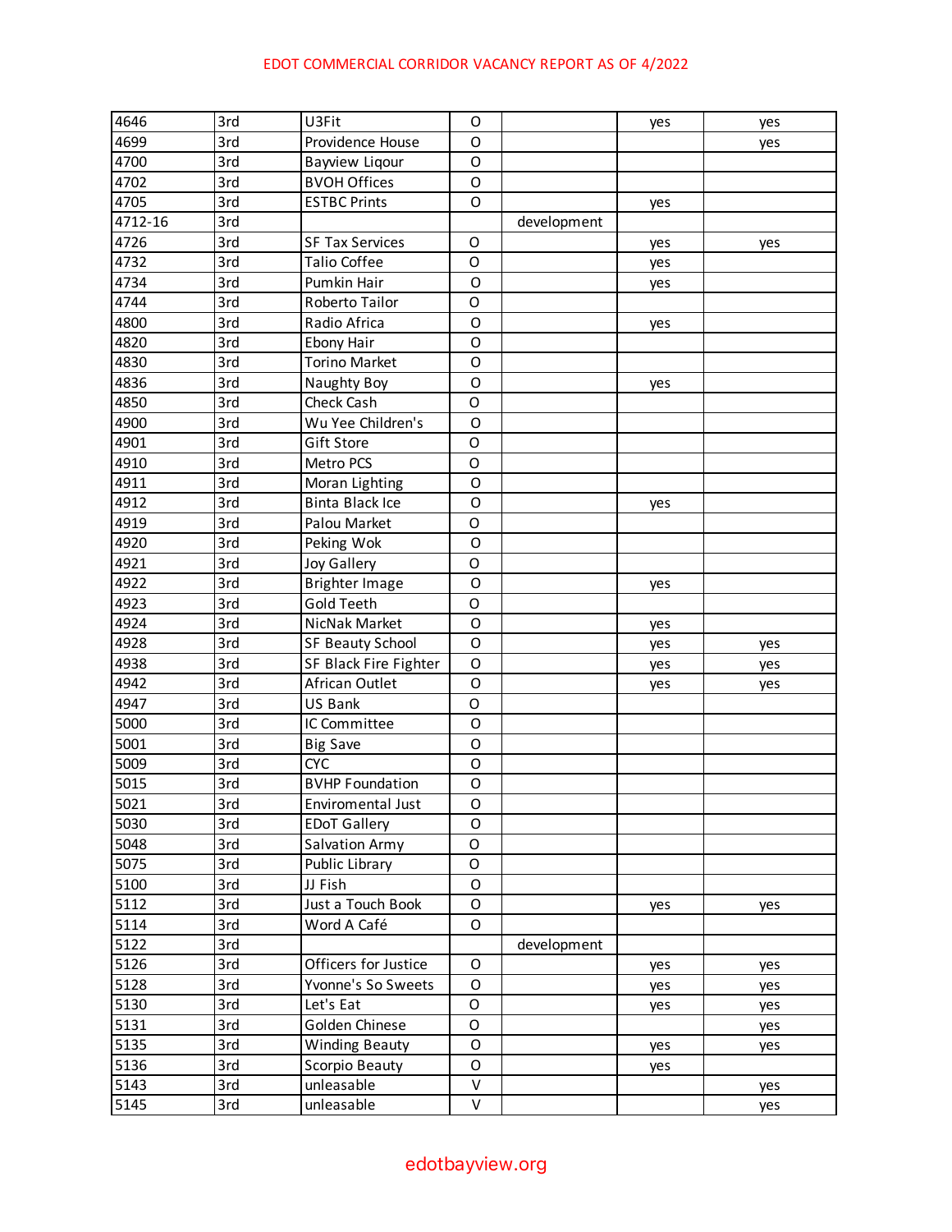EDOT COMMERCIAL CORRIDOR VACANCY REPORT AS OF 4/2022

| | | | | | | |
|---|---|---|---|---|---|---|
| 4646 | 3rd | U3Fit | O | | yes | yes |
| 4699 | 3rd | Providence House | O | | | yes |
| 4700 | 3rd | Bayview Liqour | O | | | |
| 4702 | 3rd | BVOH Offices | O | | | |
| 4705 | 3rd | ESTBC Prints | O | | yes | |
| 4712-16 | 3rd | | | development | | |
| 4726 | 3rd | SF Tax Services | O | | yes | yes |
| 4732 | 3rd | Talio Coffee | O | | yes | |
| 4734 | 3rd | Pumkin Hair | O | | yes | |
| 4744 | 3rd | Roberto Tailor | O | | | |
| 4800 | 3rd | Radio Africa | O | | yes | |
| 4820 | 3rd | Ebony Hair | O | | | |
| 4830 | 3rd | Torino Market | O | | | |
| 4836 | 3rd | Naughty Boy | O | | yes | |
| 4850 | 3rd | Check Cash | O | | | |
| 4900 | 3rd | Wu Yee Children's | O | | | |
| 4901 | 3rd | Gift Store | O | | | |
| 4910 | 3rd | Metro PCS | O | | | |
| 4911 | 3rd | Moran Lighting | O | | | |
| 4912 | 3rd | Binta Black Ice | O | | yes | |
| 4919 | 3rd | Palou Market | O | | | |
| 4920 | 3rd | Peking Wok | O | | | |
| 4921 | 3rd | Joy Gallery | O | | | |
| 4922 | 3rd | Brighter Image | O | | yes | |
| 4923 | 3rd | Gold Teeth | O | | | |
| 4924 | 3rd | NicNak Market | O | | yes | |
| 4928 | 3rd | SF Beauty School | O | | yes | yes |
| 4938 | 3rd | SF Black Fire Fighter | O | | yes | yes |
| 4942 | 3rd | African Outlet | O | | yes | yes |
| 4947 | 3rd | US Bank | O | | | |
| 5000 | 3rd | IC Committee | O | | | |
| 5001 | 3rd | Big Save | O | | | |
| 5009 | 3rd | CYC | O | | | |
| 5015 | 3rd | BVHP Foundation | O | | | |
| 5021 | 3rd | Enviromental Just | O | | | |
| 5030 | 3rd | EDoT Gallery | O | | | |
| 5048 | 3rd | Salvation Army | O | | | |
| 5075 | 3rd | Public Library | O | | | |
| 5100 | 3rd | JJ Fish | O | | | |
| 5112 | 3rd | Just a Touch Book | O | | yes | yes |
| 5114 | 3rd | Word A Café | O | | | |
| 5122 | 3rd | | | development | | |
| 5126 | 3rd | Officers for Justice | O | | yes | yes |
| 5128 | 3rd | Yvonne's So Sweets | O | | yes | yes |
| 5130 | 3rd | Let's Eat | O | | yes | yes |
| 5131 | 3rd | Golden Chinese | O | | | yes |
| 5135 | 3rd | Winding Beauty | O | | yes | yes |
| 5136 | 3rd | Scorpio Beauty | O | | yes | |
| 5143 | 3rd | unleasable | V | | | yes |
| 5145 | 3rd | unleasable | V | | | yes |

edotbayview.org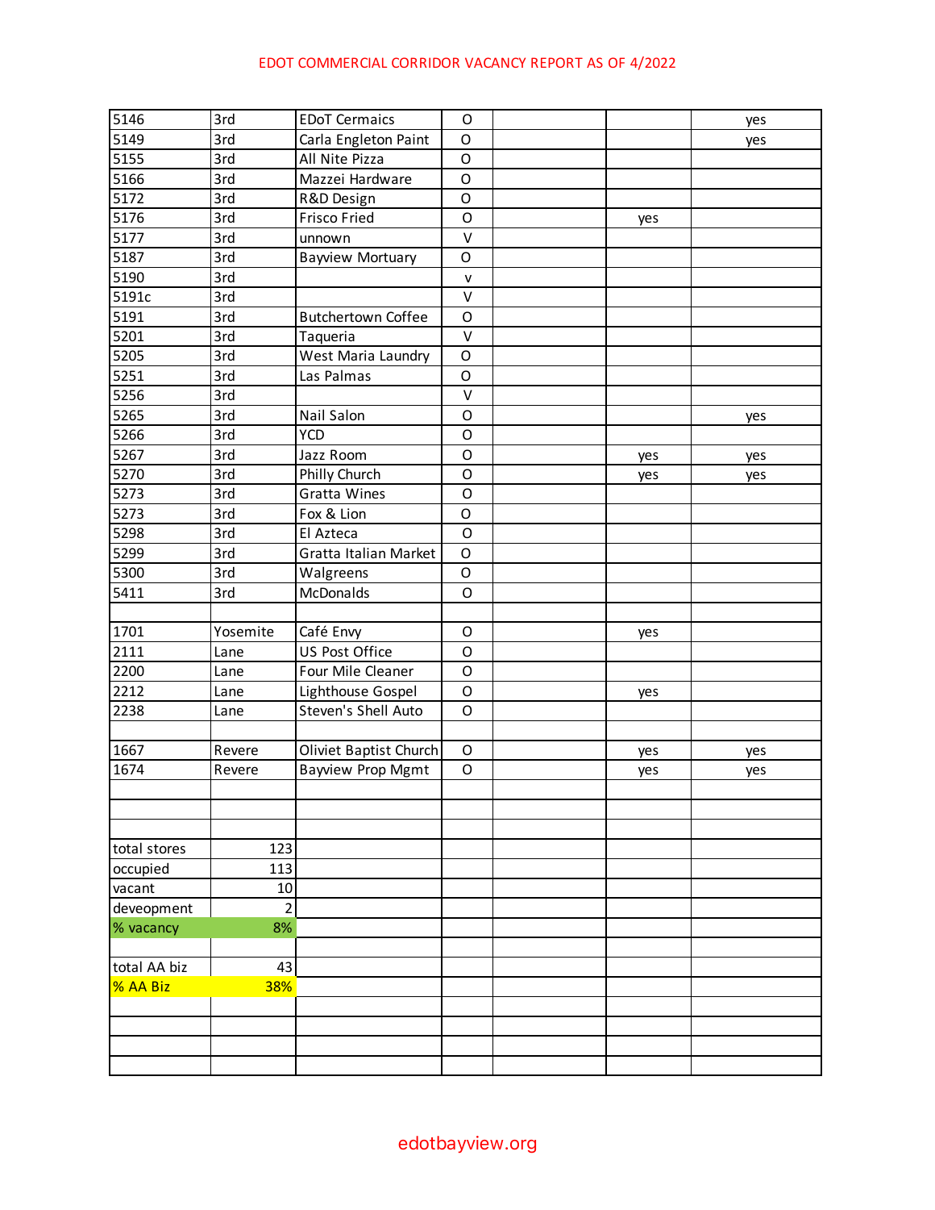EDOT COMMERCIAL CORRIDOR VACANCY REPORT AS OF 4/2022

| | | | | | | |
|---|---|---|---|---|---|---|
| 5146 | 3rd | EDoT Cermaics | O | | | yes |
| 5149 | 3rd | Carla Engleton Paint | O | | | yes |
| 5155 | 3rd | All Nite Pizza | O | | | |
| 5166 | 3rd | Mazzei Hardware | O | | | |
| 5172 | 3rd | R&D Design | O | | | |
| 5176 | 3rd | Frisco Fried | O | | yes | |
| 5177 | 3rd | unnown | V | | | |
| 5187 | 3rd | Bayview Mortuary | O | | | |
| 5190 | 3rd | | v | | | |
| 5191c | 3rd | | V | | | |
| 5191 | 3rd | Butchertown Coffee | O | | | |
| 5201 | 3rd | Taqueria | V | | | |
| 5205 | 3rd | West Maria Laundry | O | | | |
| 5251 | 3rd | Las Palmas | O | | | |
| 5256 | 3rd | | V | | | |
| 5265 | 3rd | Nail Salon | O | | | yes |
| 5266 | 3rd | YCD | O | | | |
| 5267 | 3rd | Jazz Room | O | | yes | yes |
| 5270 | 3rd | Philly Church | O | | yes | yes |
| 5273 | 3rd | Gratta Wines | O | | | |
| 5273 | 3rd | Fox & Lion | O | | | |
| 5298 | 3rd | El Azteca | O | | | |
| 5299 | 3rd | Gratta Italian Market | O | | | |
| 5300 | 3rd | Walgreens | O | | | |
| 5411 | 3rd | McDonalds | O | | | |
| | | | | | | |
| 1701 | Yosemite | Café Envy | O | | yes | |
| 2111 | Lane | US Post Office | O | | | |
| 2200 | Lane | Four Mile Cleaner | O | | | |
| 2212 | Lane | Lighthouse Gospel | O | | yes | |
| 2238 | Lane | Steven's Shell Auto | O | | | |
| | | | | | | |
| 1667 | Revere | Oliviet Baptist Church | O | | yes | yes |
| 1674 | Revere | Bayview Prop Mgmt | O | | yes | yes |
| | | | | | | |
| | | | | | | |
| | | | | | | |
| total stores | 123 | | | | | |
| occupied | 113 | | | | | |
| vacant | 10 | | | | | |
| deveopment | 2 | | | | | |
| % vacancy | 8% | | | | | |
| | | | | | | |
| total AA biz | 43 | | | | | |
| % AA Biz | 38% | | | | | |

edotbayview.org